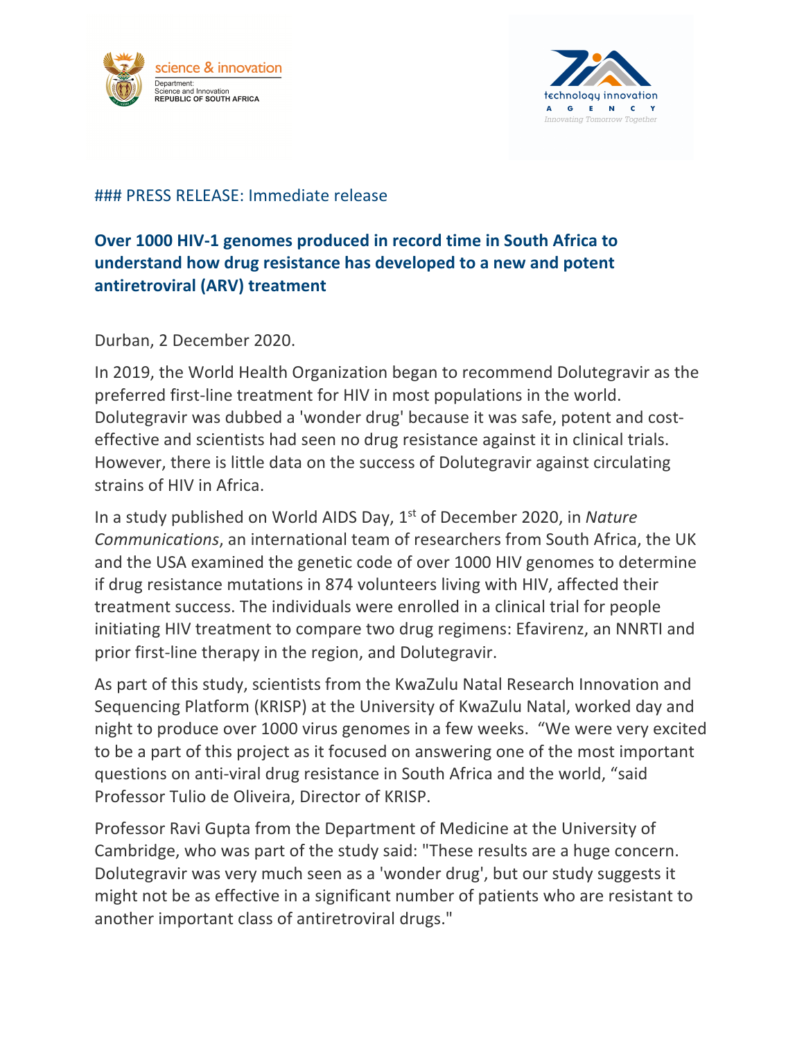science & innovation
Department:
Science and Innovation
REPUBLIC OF SOUTH AFRICA

technology innovation
AGENCY
Innovating Tomorrow Together

### PRESS RELEASE: Immediate release

**Over 1000 HIV-1 genomes produced in record time in South Africa to understand how drug resistance has developed to a new and potent antiretroviral (ARV) treatment**

Durban, 2 December 2020.

In 2019, the World Health Organization began to recommend Dolutegravir as the preferred first-line treatment for HIV in most populations in the world. Dolutegravir was dubbed a 'wonder drug' because it was safe, potent and cost-effective and scientists had seen no drug resistance against it in clinical trials. However, there is little data on the success of Dolutegravir against circulating strains of HIV in Africa.

In a study published on World AIDS Day, 1st of December 2020, in *Nature Communications*, an international team of researchers from South Africa, the UK and the USA examined the genetic code of over 1000 HIV genomes to determine if drug resistance mutations in 874 volunteers living with HIV, affected their treatment success. The individuals were enrolled in a clinical trial for people initiating HIV treatment to compare two drug regimens: Efavirenz, an NNRTI and prior first-line therapy in the region, and Dolutegravir.

As part of this study, scientists from the KwaZulu Natal Research Innovation and Sequencing Platform (KRISP) at the University of KwaZulu Natal, worked day and night to produce over 1000 virus genomes in a few weeks. "We were very excited to be a part of this project as it focused on answering one of the most important questions on anti-viral drug resistance in South Africa and the world, "said Professor Tulio de Oliveira, Director of KRISP.

Professor Ravi Gupta from the Department of Medicine at the University of Cambridge, who was part of the study said: "These results are a huge concern. Dolutegravir was very much seen as a 'wonder drug', but our study suggests it might not be as effective in a significant number of patients who are resistant to another important class of antiretroviral drugs."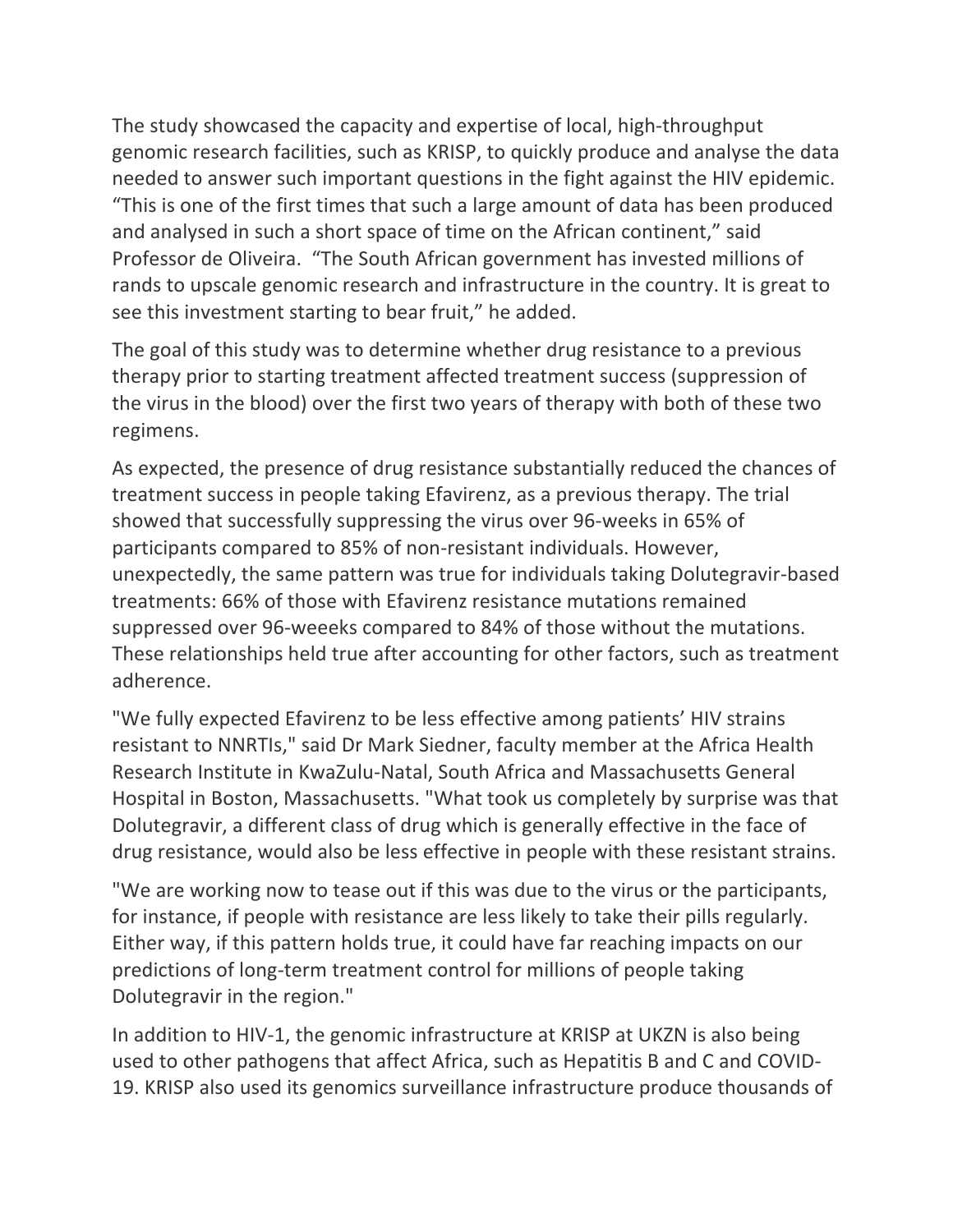The study showcased the capacity and expertise of local, high-throughput genomic research facilities, such as KRISP, to quickly produce and analyse the data needed to answer such important questions in the fight against the HIV epidemic. “This is one of the first times that such a large amount of data has been produced and analysed in such a short space of time on the African continent,” said Professor de Oliveira. “The South African government has invested millions of rands to upscale genomic research and infrastructure in the country. It is great to see this investment starting to bear fruit,” he added.

The goal of this study was to determine whether drug resistance to a previous therapy prior to starting treatment affected treatment success (suppression of the virus in the blood) over the first two years of therapy with both of these two regimens.

As expected, the presence of drug resistance substantially reduced the chances of treatment success in people taking Efavirenz, as a previous therapy. The trial showed that successfully suppressing the virus over 96-weeks in 65% of participants compared to 85% of non-resistant individuals. However, unexpectedly, the same pattern was true for individuals taking Dolutegravir-based treatments: 66% of those with Efavirenz resistance mutations remained suppressed over 96-weeeks compared to 84% of those without the mutations. These relationships held true after accounting for other factors, such as treatment adherence.

"We fully expected Efavirenz to be less effective among patients’ HIV strains resistant to NNRTIs," said Dr Mark Siedner, faculty member at the Africa Health Research Institute in KwaZulu-Natal, South Africa and Massachusetts General Hospital in Boston, Massachusetts. "What took us completely by surprise was that Dolutegravir, a different class of drug which is generally effective in the face of drug resistance, would also be less effective in people with these resistant strains.

"We are working now to tease out if this was due to the virus or the participants, for instance, if people with resistance are less likely to take their pills regularly. Either way, if this pattern holds true, it could have far reaching impacts on our predictions of long-term treatment control for millions of people taking Dolutegravir in the region."

In addition to HIV-1, the genomic infrastructure at KRISP at UKZN is also being used to other pathogens that affect Africa, such as Hepatitis B and C and COVID-19. KRISP also used its genomics surveillance infrastructure produce thousands of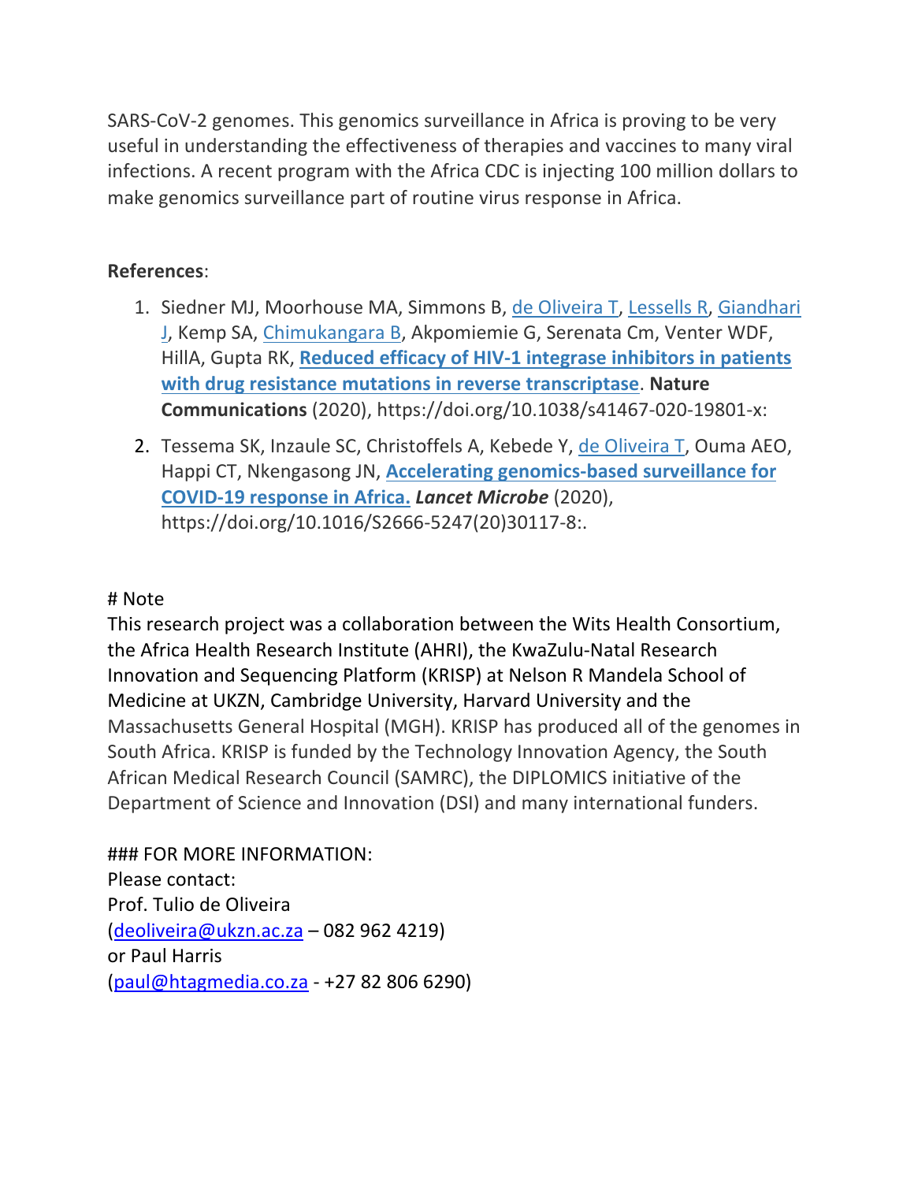SARS-CoV-2 genomes. This genomics surveillance in Africa is proving to be very useful in understanding the effectiveness of therapies and vaccines to many viral infections. A recent program with the Africa CDC is injecting 100 million dollars to make genomics surveillance part of routine virus response in Africa.

**References**:

1. Siedner MJ, Moorhouse MA, Simmons B, de Oliveira T, Lessells R, Giandhari J, Kemp SA, Chimukangara B, Akpomiemie G, Serenata Cm, Venter WDF, HillA, Gupta RK, **Reduced efficacy of HIV-1 integrase inhibitors in patients with drug resistance mutations in reverse transcriptase**. **Nature Communications** (2020), https://doi.org/10.1038/s41467-020-19801-x:
2. Tessema SK, Inzaule SC, Christoffels A, Kebede Y, de Oliveira T, Ouma AEO, Happi CT, Nkengasong JN, **Accelerating genomics-based surveillance for COVID-19 response in Africa.** ***Lancet Microbe*** (2020), https://doi.org/10.1016/S2666-5247(20)30117-8:.

# Note

This research project was a collaboration between the Wits Health Consortium, the Africa Health Research Institute (AHRI), the KwaZulu-Natal Research Innovation and Sequencing Platform (KRISP) at Nelson R Mandela School of Medicine at UKZN, Cambridge University, Harvard University and the Massachusetts General Hospital (MGH). KRISP has produced all of the genomes in South Africa. KRISP is funded by the Technology Innovation Agency, the South African Medical Research Council (SAMRC), the DIPLOMICS initiative of the Department of Science and Innovation (DSI) and many international funders.

### FOR MORE INFORMATION:

Please contact:
Prof. Tulio de Oliveira
(deoliveira@ukzn.ac.za – 082 962 4219)
or Paul Harris
(paul@htagmedia.co.za - +27 82 806 6290)